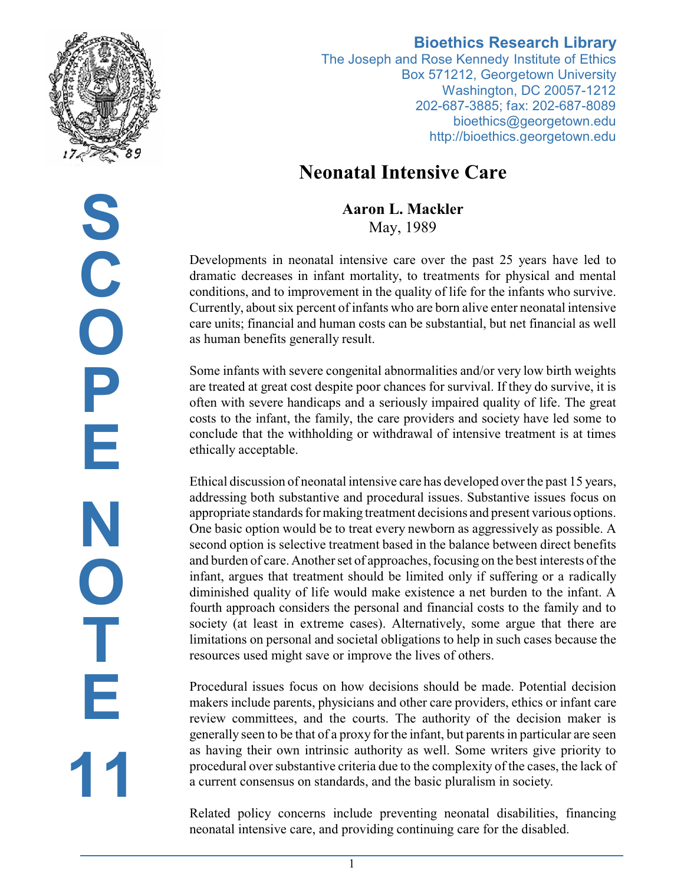**Bioethics Research Library**
The Joseph and Rose Kennedy Institute of Ethics
Box 571212, Georgetown University
Washington, DC 20057-1212
202-687-3885; fax: 202-687-8089
bioethics@georgetown.edu
http://bioethics.georgetown.edu

SCOPE NOTE 11

# Neonatal Intensive Care

**Aaron L. Mackler**
May, 1989

Developments in neonatal intensive care over the past 25 years have led to dramatic decreases in infant mortality, to treatments for physical and mental conditions, and to improvement in the quality of life for the infants who survive. Currently, about six percent of infants who are born alive enter neonatal intensive care units; financial and human costs can be substantial, but net financial as well as human benefits generally result.

Some infants with severe congenital abnormalities and/or very low birth weights are treated at great cost despite poor chances for survival. If they do survive, it is often with severe handicaps and a seriously impaired quality of life. The great costs to the infant, the family, the care providers and society have led some to conclude that the withholding or withdrawal of intensive treatment is at times ethically acceptable.

Ethical discussion of neonatal intensive care has developed over the past 15 years, addressing both substantive and procedural issues. Substantive issues focus on appropriate standards for making treatment decisions and present various options. One basic option would be to treat every newborn as aggressively as possible. A second option is selective treatment based in the balance between direct benefits and burden of care. Another set of approaches, focusing on the best interests of the infant, argues that treatment should be limited only if suffering or a radically diminished quality of life would make existence a net burden to the infant. A fourth approach considers the personal and financial costs to the family and to society (at least in extreme cases). Alternatively, some argue that there are limitations on personal and societal obligations to help in such cases because the resources used might save or improve the lives of others.

Procedural issues focus on how decisions should be made. Potential decision makers include parents, physicians and other care providers, ethics or infant care review committees, and the courts. The authority of the decision maker is generally seen to be that of a proxy for the infant, but parents in particular are seen as having their own intrinsic authority as well. Some writers give priority to procedural over substantive criteria due to the complexity of the cases, the lack of a current consensus on standards, and the basic pluralism in society.

Related policy concerns include preventing neonatal disabilities, financing neonatal intensive care, and providing continuing care for the disabled.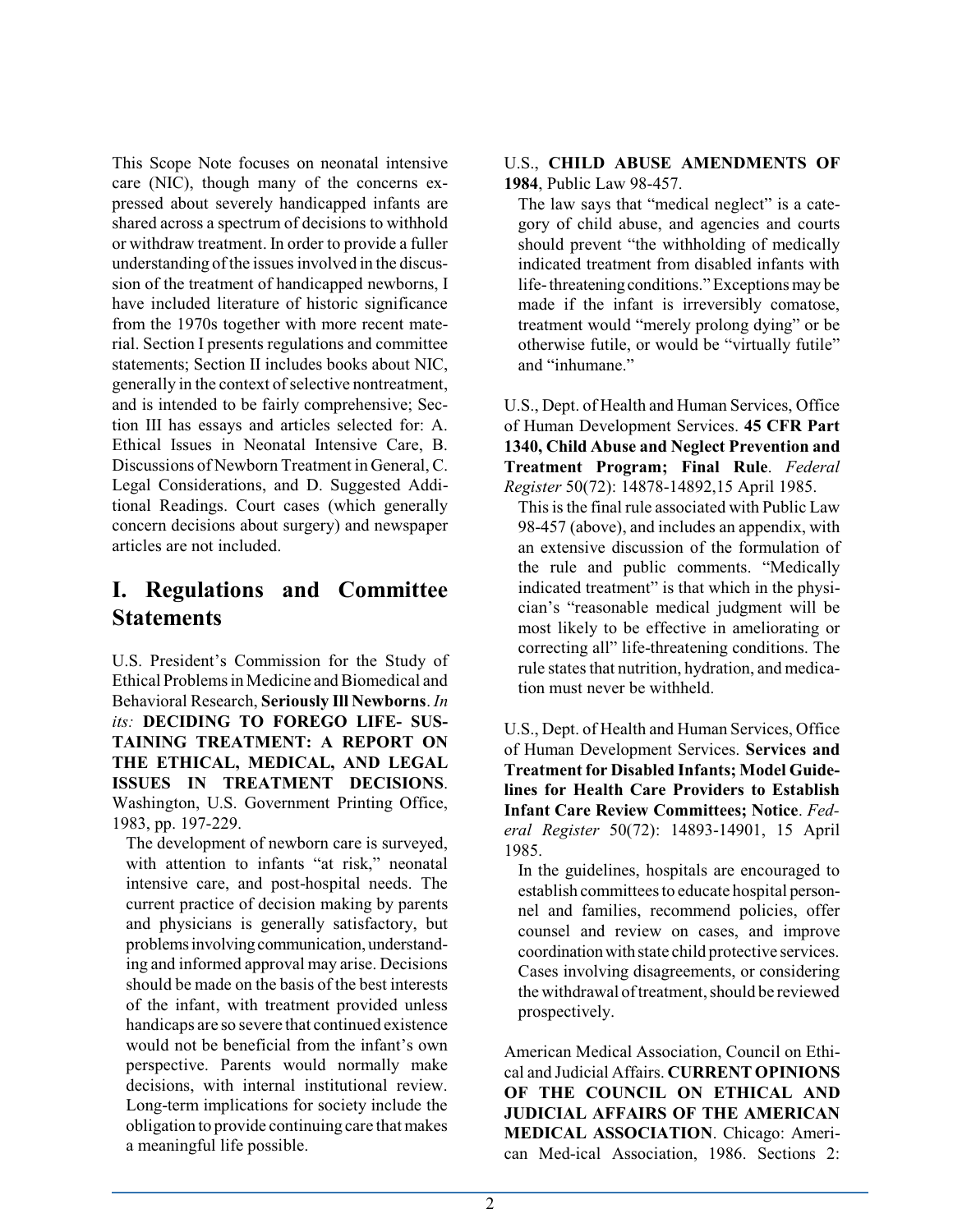This Scope Note focuses on neonatal intensive care (NIC), though many of the concerns expressed about severely handicapped infants are shared across a spectrum of decisions to withhold or withdraw treatment. In order to provide a fuller understanding of the issues involved in the discussion of the treatment of handicapped newborns, I have included literature of historic significance from the 1970s together with more recent material. Section I presents regulations and committee statements; Section II includes books about NIC, generally in the context of selective nontreatment, and is intended to be fairly comprehensive; Section III has essays and articles selected for: A. Ethical Issues in Neonatal Intensive Care, B. Discussions of Newborn Treatment in General, C. Legal Considerations, and D. Suggested Additional Readings. Court cases (which generally concern decisions about surgery) and newspaper articles are not included.

## I. Regulations and Committee Statements

U.S. President's Commission for the Study of Ethical Problems in Medicine and Biomedical and Behavioral Research, **Seriously Ill Newborns**. *In its:* **DECIDING TO FOREGO LIFE- SUSTAINING TREATMENT: A REPORT ON THE ETHICAL, MEDICAL, AND LEGAL ISSUES IN TREATMENT DECISIONS**. Washington, U.S. Government Printing Office, 1983, pp. 197-229.

The development of newborn care is surveyed, with attention to infants "at risk," neonatal intensive care, and post-hospital needs. The current practice of decision making by parents and physicians is generally satisfactory, but problems involving communication, understanding and informed approval may arise. Decisions should be made on the basis of the best interests of the infant, with treatment provided unless handicaps are so severe that continued existence would not be beneficial from the infant's own perspective. Parents would normally make decisions, with internal institutional review. Long-term implications for society include the obligation to provide continuing care that makes a meaningful life possible.

U.S., **CHILD ABUSE AMENDMENTS OF 1984**, Public Law 98-457.

The law says that "medical neglect" is a category of child abuse, and agencies and courts should prevent "the withholding of medically indicated treatment from disabled infants with life- threatening conditions." Exceptions may be made if the infant is irreversibly comatose, treatment would "merely prolong dying" or be otherwise futile, or would be "virtually futile" and "inhumane."

U.S., Dept. of Health and Human Services, Office of Human Development Services. **45 CFR Part 1340, Child Abuse and Neglect Prevention and Treatment Program; Final Rule**. *Federal Register* 50(72): 14878-14892,15 April 1985.

This is the final rule associated with Public Law 98-457 (above), and includes an appendix, with an extensive discussion of the formulation of the rule and public comments. "Medically indicated treatment" is that which in the physician's "reasonable medical judgment will be most likely to be effective in ameliorating or correcting all" life-threatening conditions. The rule states that nutrition, hydration, and medication must never be withheld.

U.S., Dept. of Health and Human Services, Office of Human Development Services. **Services and Treatment for Disabled Infants; Model Guidelines for Health Care Providers to Establish Infant Care Review Committees; Notice**. *Federal Register* 50(72): 14893-14901, 15 April 1985.

In the guidelines, hospitals are encouraged to establish committees to educate hospital personnel and families, recommend policies, offer counsel and review on cases, and improve coordination with state child protective services. Cases involving disagreements, or considering the withdrawal of treatment, should be reviewed prospectively.

American Medical Association, Council on Ethical and Judicial Affairs. **CURRENT OPINIONS OF THE COUNCIL ON ETHICAL AND JUDICIAL AFFAIRS OF THE AMERICAN MEDICAL ASSOCIATION**. Chicago: American Med-ical Association, 1986. Sections 2: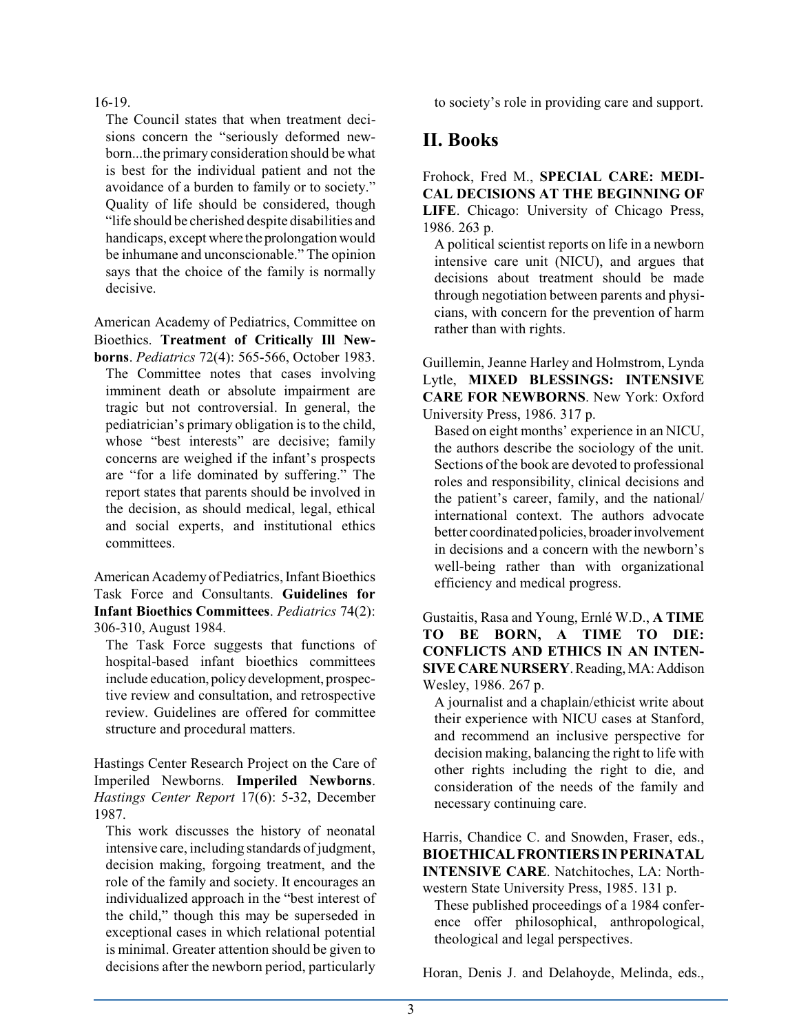16-19.

The Council states that when treatment decisions concern the "seriously deformed newborn...the primary consideration should be what is best for the individual patient and not the avoidance of a burden to family or to society." Quality of life should be considered, though "life should be cherished despite disabilities and handicaps, except where the prolongation would be inhumane and unconscionable." The opinion says that the choice of the family is normally decisive.

American Academy of Pediatrics, Committee on Bioethics. **Treatment of Critically Ill Newborns**. *Pediatrics* 72(4): 565-566, October 1983.

The Committee notes that cases involving imminent death or absolute impairment are tragic but not controversial. In general, the pediatrician's primary obligation is to the child, whose "best interests" are decisive; family concerns are weighed if the infant's prospects are "for a life dominated by suffering." The report states that parents should be involved in the decision, as should medical, legal, ethical and social experts, and institutional ethics committees.

American Academy of Pediatrics, Infant Bioethics Task Force and Consultants. **Guidelines for Infant Bioethics Committees**. *Pediatrics* 74(2): 306-310, August 1984.

The Task Force suggests that functions of hospital-based infant bioethics committees include education, policy development, prospective review and consultation, and retrospective review. Guidelines are offered for committee structure and procedural matters.

Hastings Center Research Project on the Care of Imperiled Newborns. **Imperiled Newborns**. *Hastings Center Report* 17(6): 5-32, December 1987.

This work discusses the history of neonatal intensive care, including standards of judgment, decision making, forgoing treatment, and the role of the family and society. It encourages an individualized approach in the "best interest of the child," though this may be superseded in exceptional cases in which relational potential is minimal. Greater attention should be given to decisions after the newborn period, particularly to society's role in providing care and support.

## II. Books

Frohock, Fred M., **SPECIAL CARE: MEDICAL DECISIONS AT THE BEGINNING OF LIFE**. Chicago: University of Chicago Press, 1986. 263 p.

A political scientist reports on life in a newborn intensive care unit (NICU), and argues that decisions about treatment should be made through negotiation between parents and physicians, with concern for the prevention of harm rather than with rights.

Guillemin, Jeanne Harley and Holmstrom, Lynda Lytle, **MIXED BLESSINGS: INTENSIVE CARE FOR NEWBORNS**. New York: Oxford University Press, 1986. 317 p.

Based on eight months' experience in an NICU, the authors describe the sociology of the unit. Sections of the book are devoted to professional roles and responsibility, clinical decisions and the patient's career, family, and the national/international context. The authors advocate better coordinated policies, broader involvement in decisions and a concern with the newborn's well-being rather than with organizational efficiency and medical progress.

Gustaitis, Rasa and Young, Ernlé W.D., **A TIME TO BE BORN, A TIME TO DIE: CONFLICTS AND ETHICS IN AN INTENSIVE CARE NURSERY**. Reading, MA: Addison Wesley, 1986. 267 p.

A journalist and a chaplain/ethicist write about their experience with NICU cases at Stanford, and recommend an inclusive perspective for decision making, balancing the right to life with other rights including the right to die, and consideration of the needs of the family and necessary continuing care.

Harris, Chandice C. and Snowden, Fraser, eds., **BIOETHICAL FRONTIERS IN PERINATAL INTENSIVE CARE**. Natchitoches, LA: Northwestern State University Press, 1985. 131 p.

These published proceedings of a 1984 conference offer philosophical, anthropological, theological and legal perspectives.

Horan, Denis J. and Delahoyde, Melinda, eds.,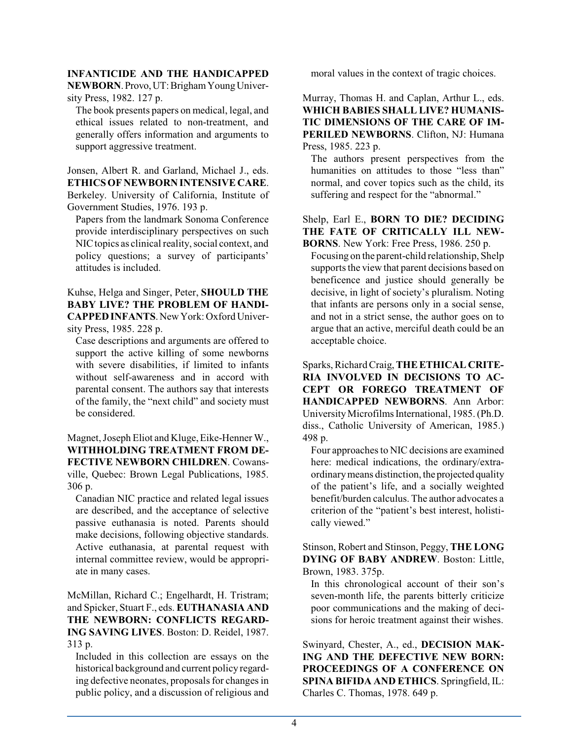**INFANTICIDE AND THE HANDICAPPED NEWBORN**. Provo, UT: Brigham Young University Press, 1982. 127 p.

The book presents papers on medical, legal, and ethical issues related to non-treatment, and generally offers information and arguments to support aggressive treatment.

Jonsen, Albert R. and Garland, Michael J., eds. **ETHICS OF NEWBORN INTENSIVE CARE**. Berkeley. University of California, Institute of Government Studies, 1976. 193 p.

Papers from the landmark Sonoma Conference provide interdisciplinary perspectives on such NIC topics as clinical reality, social context, and policy questions; a survey of participants' attitudes is included.

Kuhse, Helga and Singer, Peter, **SHOULD THE BABY LIVE? THE PROBLEM OF HANDICAPPED INFANTS**. New York: Oxford University Press, 1985. 228 p.

Case descriptions and arguments are offered to support the active killing of some newborns with severe disabilities, if limited to infants without self-awareness and in accord with parental consent. The authors say that interests of the family, the "next child" and society must be considered.

Magnet, Joseph Eliot and Kluge, Eike-Henner W., **WITHHOLDING TREATMENT FROM DEFECTIVE NEWBORN CHILDREN**. Cowansville, Quebec: Brown Legal Publications, 1985. 306 p.

Canadian NIC practice and related legal issues are described, and the acceptance of selective passive euthanasia is noted. Parents should make decisions, following objective standards. Active euthanasia, at parental request with internal committee review, would be appropriate in many cases.

McMillan, Richard C.; Engelhardt, H. Tristram; and Spicker, Stuart F., eds. **EUTHANASIA AND THE NEWBORN: CONFLICTS REGARDING SAVING LIVES**. Boston: D. Reidel, 1987. 313 p.

Included in this collection are essays on the historical background and current policy regarding defective neonates, proposals for changes in public policy, and a discussion of religious and moral values in the context of tragic choices.

Murray, Thomas H. and Caplan, Arthur L., eds. **WHICH BABIES SHALL LIVE? HUMANISTIC DIMENSIONS OF THE CARE OF IMPERILED NEWBORNS**. Clifton, NJ: Humana Press, 1985. 223 p.

The authors present perspectives from the humanities on attitudes to those "less than" normal, and cover topics such as the child, its suffering and respect for the "abnormal."

Shelp, Earl E., **BORN TO DIE? DECIDING THE FATE OF CRITICALLY ILL NEWBORNS**. New York: Free Press, 1986. 250 p.

Focusing on the parent-child relationship, Shelp supports the view that parent decisions based on beneficence and justice should generally be decisive, in light of society's pluralism. Noting that infants are persons only in a social sense, and not in a strict sense, the author goes on to argue that an active, merciful death could be an acceptable choice.

Sparks, Richard Craig, **THE ETHICAL CRITERIA INVOLVED IN DECISIONS TO ACCEPT OR FOREGO TREATMENT OF HANDICAPPED NEWBORNS**. Ann Arbor: University Microfilms International, 1985. (Ph.D. diss., Catholic University of American, 1985.) 498 p.

Four approaches to NIC decisions are examined here: medical indications, the ordinary/extraordinary means distinction, the projected quality of the patient's life, and a socially weighted benefit/burden calculus. The author advocates a criterion of the "patient's best interest, holistically viewed."

Stinson, Robert and Stinson, Peggy, **THE LONG DYING OF BABY ANDREW**. Boston: Little, Brown, 1983. 375p.

In this chronological account of their son's seven-month life, the parents bitterly criticize poor communications and the making of decisions for heroic treatment against their wishes.

Swinyard, Chester, A., ed., **DECISION MAKING AND THE DEFECTIVE NEW BORN: PROCEEDINGS OF A CONFERENCE ON SPINA BIFIDA AND ETHICS**. Springfield, IL: Charles C. Thomas, 1978. 649 p.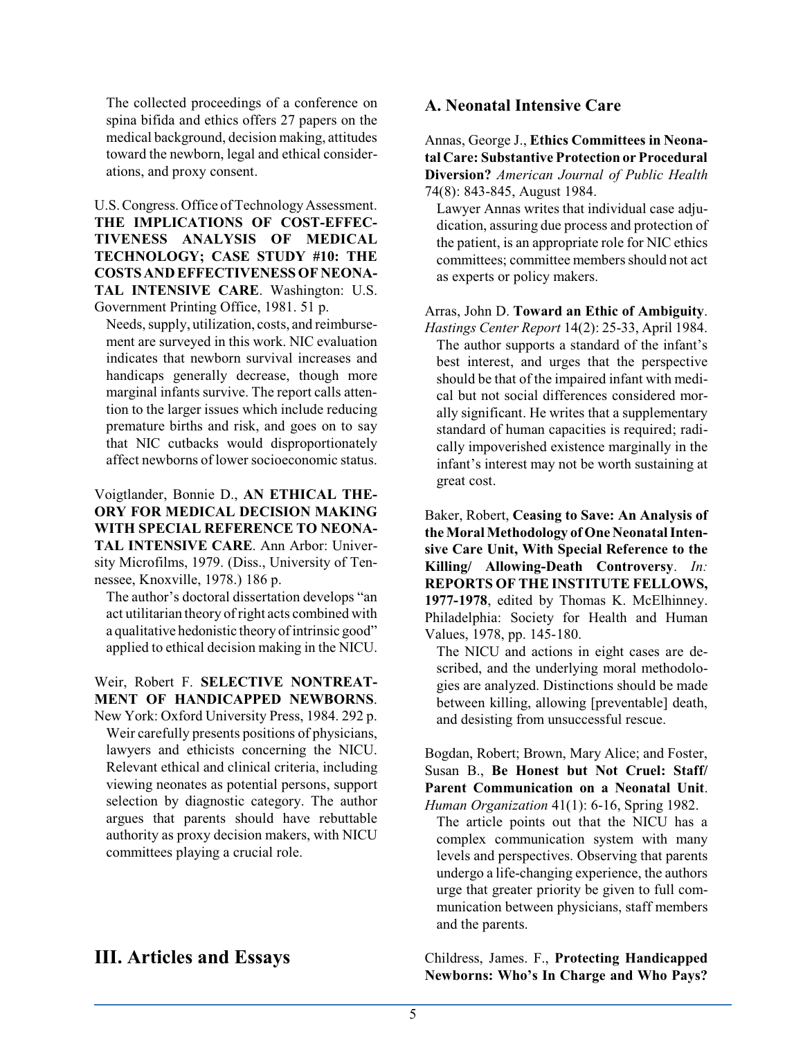The collected proceedings of a conference on spina bifida and ethics offers 27 papers on the medical background, decision making, attitudes toward the newborn, legal and ethical considerations, and proxy consent.

U.S. Congress. Office of Technology Assessment. **THE IMPLICATIONS OF COST-EFFECTIVENESS ANALYSIS OF MEDICAL TECHNOLOGY; CASE STUDY #10: THE COSTS AND EFFECTIVENESS OF NEONATAL INTENSIVE CARE**. Washington: U.S. Government Printing Office, 1981. 51 p.

Needs, supply, utilization, costs, and reimbursement are surveyed in this work. NIC evaluation indicates that newborn survival increases and handicaps generally decrease, though more marginal infants survive. The report calls attention to the larger issues which include reducing premature births and risk, and goes on to say that NIC cutbacks would disproportionately affect newborns of lower socioeconomic status.

Voigtlander, Bonnie D., **AN ETHICAL THEORY FOR MEDICAL DECISION MAKING WITH SPECIAL REFERENCE TO NEONATAL INTENSIVE CARE**. Ann Arbor: University Microfilms, 1979. (Diss., University of Tennessee, Knoxville, 1978.) 186 p.

The author's doctoral dissertation develops "an act utilitarian theory of right acts combined with a qualitative hedonistic theory of intrinsic good" applied to ethical decision making in the NICU.

Weir, Robert F. **SELECTIVE NONTREATMENT OF HANDICAPPED NEWBORNS**. New York: Oxford University Press, 1984. 292 p.

Weir carefully presents positions of physicians, lawyers and ethicists concerning the NICU. Relevant ethical and clinical criteria, including viewing neonates as potential persons, support selection by diagnostic category. The author argues that parents should have rebuttable authority as proxy decision makers, with NICU committees playing a crucial role.

# III. Articles and Essays

## A. Neonatal Intensive Care

Annas, George J., **Ethics Committees in Neonatal Care: Substantive Protection or Procedural Diversion?** *American Journal of Public Health* 74(8): 843-845, August 1984.

Lawyer Annas writes that individual case adjudication, assuring due process and protection of the patient, is an appropriate role for NIC ethics committees; committee members should not act as experts or policy makers.

Arras, John D. **Toward an Ethic of Ambiguity**. *Hastings Center Report* 14(2): 25-33, April 1984.

The author supports a standard of the infant's best interest, and urges that the perspective should be that of the impaired infant with medical but not social differences considered morally significant. He writes that a supplementary standard of human capacities is required; radically impoverished existence marginally in the infant's interest may not be worth sustaining at great cost.

Baker, Robert, **Ceasing to Save: An Analysis of the Moral Methodology of One Neonatal Intensive Care Unit, With Special Reference to the Killing/ Allowing-Death Controversy**. *In:* **REPORTS OF THE INSTITUTE FELLOWS, 1977-1978**, edited by Thomas K. McElhinney. Philadelphia: Society for Health and Human Values, 1978, pp. 145-180.

The NICU and actions in eight cases are described, and the underlying moral methodologies are analyzed. Distinctions should be made between killing, allowing [preventable] death, and desisting from unsuccessful rescue.

Bogdan, Robert; Brown, Mary Alice; and Foster, Susan B., **Be Honest but Not Cruel: Staff/ Parent Communication on a Neonatal Unit**. *Human Organization* 41(1): 6-16, Spring 1982.

The article points out that the NICU has a complex communication system with many levels and perspectives. Observing that parents undergo a life-changing experience, the authors urge that greater priority be given to full communication between physicians, staff members and the parents.

Childress, James. F., **Protecting Handicapped Newborns: Who's In Charge and Who Pays?**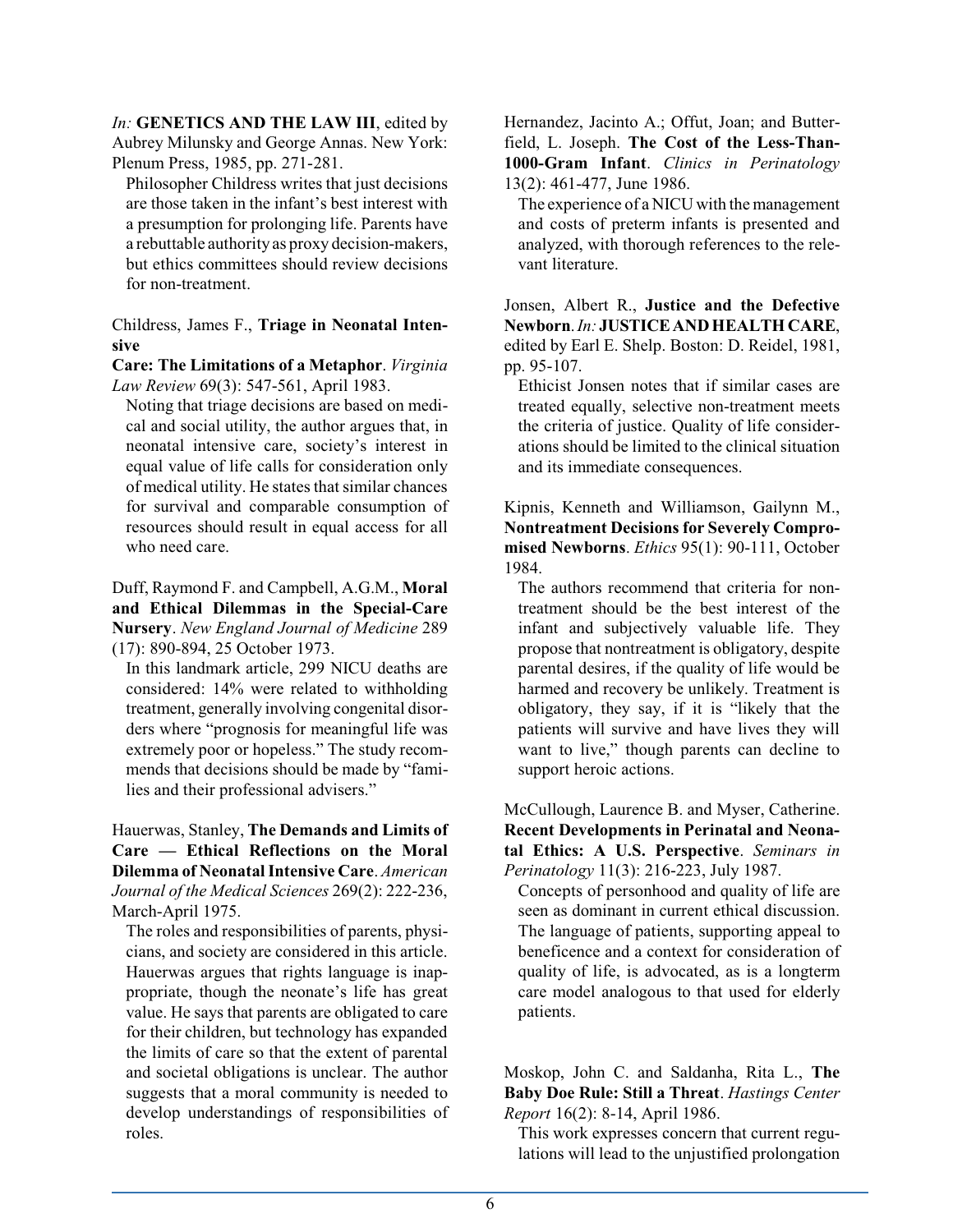*In:* **GENETICS AND THE LAW III**, edited by Aubrey Milunsky and George Annas. New York: Plenum Press, 1985, pp. 271-281.

Philosopher Childress writes that just decisions are those taken in the infant's best interest with a presumption for prolonging life. Parents have a rebuttable authority as proxy decision-makers, but ethics committees should review decisions for non-treatment.

Childress, James F., **Triage in Neonatal Intensive Care: The Limitations of a Metaphor**. *Virginia Law Review* 69(3): 547-561, April 1983.

Noting that triage decisions are based on medical and social utility, the author argues that, in neonatal intensive care, society's interest in equal value of life calls for consideration only of medical utility. He states that similar chances for survival and comparable consumption of resources should result in equal access for all who need care.

Duff, Raymond F. and Campbell, A.G.M., **Moral and Ethical Dilemmas in the Special-Care Nursery**. *New England Journal of Medicine* 289 (17): 890-894, 25 October 1973.

In this landmark article, 299 NICU deaths are considered: 14% were related to withholding treatment, generally involving congenital disorders where "prognosis for meaningful life was extremely poor or hopeless." The study recommends that decisions should be made by "families and their professional advisers."

Hauerwas, Stanley, **The Demands and Limits of Care — Ethical Reflections on the Moral Dilemma of Neonatal Intensive Care**. *American Journal of the Medical Sciences* 269(2): 222-236, March-April 1975.

The roles and responsibilities of parents, physicians, and society are considered in this article. Hauerwas argues that rights language is inappropriate, though the neonate's life has great value. He says that parents are obligated to care for their children, but technology has expanded the limits of care so that the extent of parental and societal obligations is unclear. The author suggests that a moral community is needed to develop understandings of responsibilities of roles.

Hernandez, Jacinto A.; Offut, Joan; and Butterfield, L. Joseph. **The Cost of the Less-Than-1000-Gram Infant**. *Clinics in Perinatology* 13(2): 461-477, June 1986.

The experience of a NICU with the management and costs of preterm infants is presented and analyzed, with thorough references to the relevant literature.

Jonsen, Albert R., **Justice and the Defective Newborn**. *In:* **JUSTICE AND HEALTH CARE**, edited by Earl E. Shelp. Boston: D. Reidel, 1981, pp. 95-107.

Ethicist Jonsen notes that if similar cases are treated equally, selective non-treatment meets the criteria of justice. Quality of life considerations should be limited to the clinical situation and its immediate consequences.

Kipnis, Kenneth and Williamson, Gailynn M., **Nontreatment Decisions for Severely Compromised Newborns**. *Ethics* 95(1): 90-111, October 1984.

The authors recommend that criteria for nontreatment should be the best interest of the infant and subjectively valuable life. They propose that nontreatment is obligatory, despite parental desires, if the quality of life would be harmed and recovery be unlikely. Treatment is obligatory, they say, if it is "likely that the patients will survive and have lives they will want to live," though parents can decline to support heroic actions.

McCullough, Laurence B. and Myser, Catherine. **Recent Developments in Perinatal and Neonatal Ethics: A U.S. Perspective**. *Seminars in Perinatology* 11(3): 216-223, July 1987.

Concepts of personhood and quality of life are seen as dominant in current ethical discussion. The language of patients, supporting appeal to beneficence and a context for consideration of quality of life, is advocated, as is a longterm care model analogous to that used for elderly patients.

Moskop, John C. and Saldanha, Rita L., **The Baby Doe Rule: Still a Threat**. *Hastings Center Report* 16(2): 8-14, April 1986.

This work expresses concern that current regulations will lead to the unjustified prolongation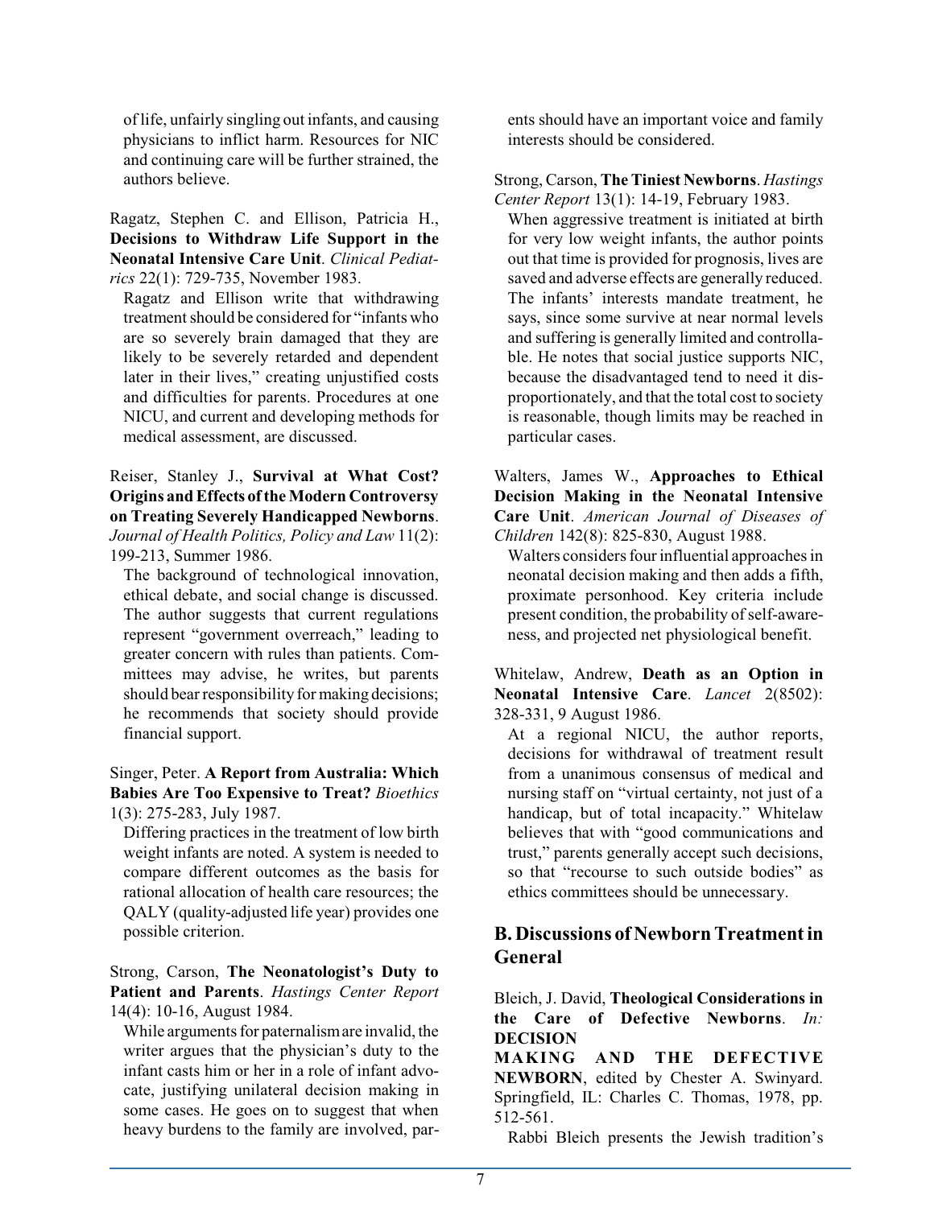of life, unfairly singling out infants, and causing physicians to inflict harm. Resources for NIC and continuing care will be further strained, the authors believe.

Ragatz, Stephen C. and Ellison, Patricia H., **Decisions to Withdraw Life Support in the Neonatal Intensive Care Unit**. *Clinical Pediatrics* 22(1): 729-735, November 1983.

Ragatz and Ellison write that withdrawing treatment should be considered for "infants who are so severely brain damaged that they are likely to be severely retarded and dependent later in their lives," creating unjustified costs and difficulties for parents. Procedures at one NICU, and current and developing methods for medical assessment, are discussed.

Reiser, Stanley J., **Survival at What Cost? Origins and Effects of the Modern Controversy on Treating Severely Handicapped Newborns**. *Journal of Health Politics, Policy and Law* 11(2): 199-213, Summer 1986.

The background of technological innovation, ethical debate, and social change is discussed. The author suggests that current regulations represent "government overreach," leading to greater concern with rules than patients. Committees may advise, he writes, but parents should bear responsibility for making decisions; he recommends that society should provide financial support.

Singer, Peter. **A Report from Australia: Which Babies Are Too Expensive to Treat?** *Bioethics* 1(3): 275-283, July 1987.

Differing practices in the treatment of low birth weight infants are noted. A system is needed to compare different outcomes as the basis for rational allocation of health care resources; the QALY (quality-adjusted life year) provides one possible criterion.

Strong, Carson, **The Neonatologist's Duty to Patient and Parents**. *Hastings Center Report* 14(4): 10-16, August 1984.

While arguments for paternalism are invalid, the writer argues that the physician's duty to the infant casts him or her in a role of infant advocate, justifying unilateral decision making in some cases. He goes on to suggest that when heavy burdens to the family are involved, parents should have an important voice and family interests should be considered.

Strong, Carson, **The Tiniest Newborns**. *Hastings Center Report* 13(1): 14-19, February 1983.

When aggressive treatment is initiated at birth for very low weight infants, the author points out that time is provided for prognosis, lives are saved and adverse effects are generally reduced. The infants' interests mandate treatment, he says, since some survive at near normal levels and suffering is generally limited and controllable. He notes that social justice supports NIC, because the disadvantaged tend to need it disproportionately, and that the total cost to society is reasonable, though limits may be reached in particular cases.

Walters, James W., **Approaches to Ethical Decision Making in the Neonatal Intensive Care Unit**. *American Journal of Diseases of Children* 142(8): 825-830, August 1988.

Walters considers four influential approaches in neonatal decision making and then adds a fifth, proximate personhood. Key criteria include present condition, the probability of self-awareness, and projected net physiological benefit.

Whitelaw, Andrew, **Death as an Option in Neonatal Intensive Care**. *Lancet* 2(8502): 328-331, 9 August 1986.

At a regional NICU, the author reports, decisions for withdrawal of treatment result from a unanimous consensus of medical and nursing staff on "virtual certainty, not just of a handicap, but of total incapacity." Whitelaw believes that with "good communications and trust," parents generally accept such decisions, so that "recourse to such outside bodies" as ethics committees should be unnecessary.

## B. Discussions of Newborn Treatment in General

Bleich, J. David, **Theological Considerations in the Care of Defective Newborns**. *In:* **DECISION MAKING AND THE DEFECTIVE NEWBORN**, edited by Chester A. Swinyard. Springfield, IL: Charles C. Thomas, 1978, pp. 512-561.

Rabbi Bleich presents the Jewish tradition's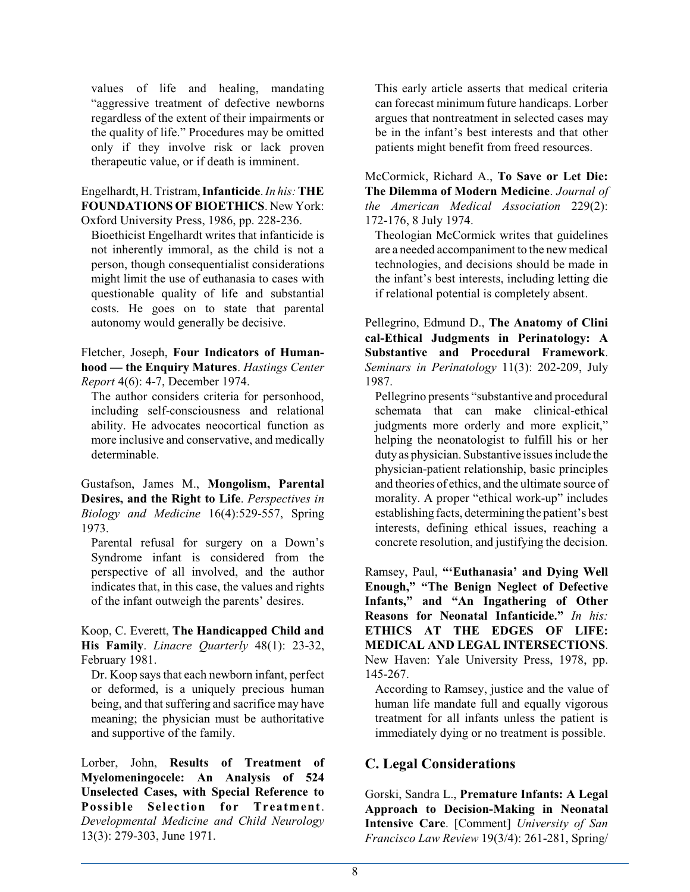values of life and healing, mandating "aggressive treatment of defective newborns regardless of the extent of their impairments or the quality of life." Procedures may be omitted only if they involve risk or lack proven therapeutic value, or if death is imminent.

Engelhardt, H. Tristram, **Infanticide**. *In his:* **THE FOUNDATIONS OF BIOETHICS**. New York: Oxford University Press, 1986, pp. 228-236.

Bioethicist Engelhardt writes that infanticide is not inherently immoral, as the child is not a person, though consequentialist considerations might limit the use of euthanasia to cases with questionable quality of life and substantial costs. He goes on to state that parental autonomy would generally be decisive.

Fletcher, Joseph, **Four Indicators of Humanhood — the Enquiry Matures**. *Hastings Center Report* 4(6): 4-7, December 1974.

The author considers criteria for personhood, including self-consciousness and relational ability. He advocates neocortical function as more inclusive and conservative, and medically determinable.

Gustafson, James M., **Mongolism, Parental Desires, and the Right to Life**. *Perspectives in Biology and Medicine* 16(4):529-557, Spring 1973.

Parental refusal for surgery on a Down's Syndrome infant is considered from the perspective of all involved, and the author indicates that, in this case, the values and rights of the infant outweigh the parents' desires.

Koop, C. Everett, **The Handicapped Child and His Family**. *Linacre Quarterly* 48(1): 23-32, February 1981.

Dr. Koop says that each newborn infant, perfect or deformed, is a uniquely precious human being, and that suffering and sacrifice may have meaning; the physician must be authoritative and supportive of the family.

Lorber, John, **Results of Treatment of Myelomeningocele: An Analysis of 524 Unselected Cases, with Special Reference to Possible Selection for Treatment**. *Developmental Medicine and Child Neurology* 13(3): 279-303, June 1971.

This early article asserts that medical criteria can forecast minimum future handicaps. Lorber argues that nontreatment in selected cases may be in the infant's best interests and that other patients might benefit from freed resources.

McCormick, Richard A., **To Save or Let Die: The Dilemma of Modern Medicine**. *Journal of the American Medical Association* 229(2): 172-176, 8 July 1974.

Theologian McCormick writes that guidelines are a needed accompaniment to the new medical technologies, and decisions should be made in the infant's best interests, including letting die if relational potential is completely absent.

Pellegrino, Edmund D., **The Anatomy of Clinical-Ethical Judgments in Perinatology: A Substantive and Procedural Framework**. *Seminars in Perinatology* 11(3): 202-209, July 1987.

Pellegrino presents "substantive and procedural schemata that can make clinical-ethical judgments more orderly and more explicit," helping the neonatologist to fulfill his or her duty as physician. Substantive issues include the physician-patient relationship, basic principles and theories of ethics, and the ultimate source of morality. A proper "ethical work-up" includes establishing facts, determining the patient's best interests, defining ethical issues, reaching a concrete resolution, and justifying the decision.

Ramsey, Paul, **"'Euthanasia' and Dying Well Enough," "The Benign Neglect of Defective Infants," and "An Ingathering of Other Reasons for Neonatal Infanticide."** *In his:* **ETHICS AT THE EDGES OF LIFE: MEDICAL AND LEGAL INTERSECTIONS**. New Haven: Yale University Press, 1978, pp. 145-267.

According to Ramsey, justice and the value of human life mandate full and equally vigorous treatment for all infants unless the patient is immediately dying or no treatment is possible.

## C. Legal Considerations

Gorski, Sandra L., **Premature Infants: A Legal Approach to Decision-Making in Neonatal Intensive Care**. [Comment] *University of San Francisco Law Review* 19(3/4): 261-281, Spring/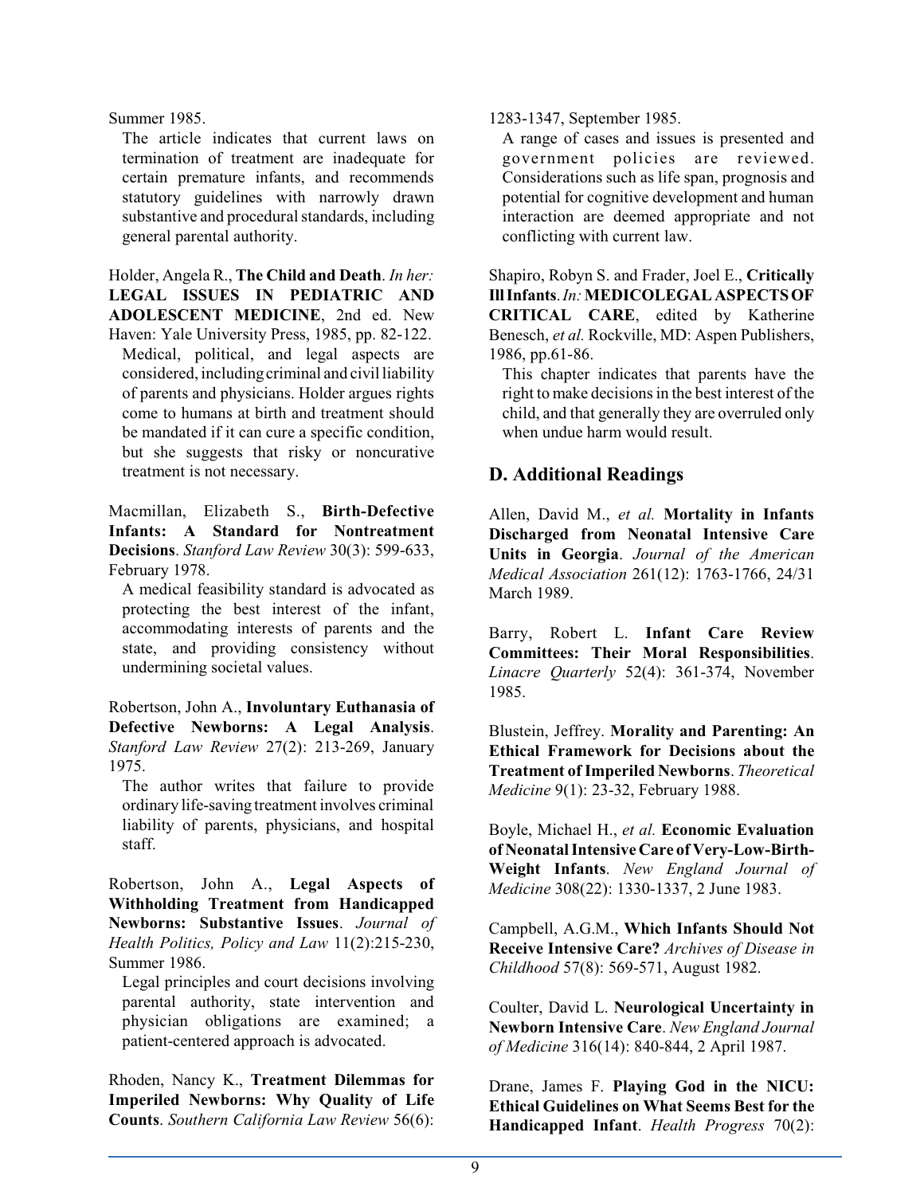Summer 1985.

The article indicates that current laws on termination of treatment are inadequate for certain premature infants, and recommends statutory guidelines with narrowly drawn substantive and procedural standards, including general parental authority.

Holder, Angela R., **The Child and Death**. *In her:* **LEGAL ISSUES IN PEDIATRIC AND ADOLESCENT MEDICINE**, 2nd ed. New Haven: Yale University Press, 1985, pp. 82-122.

Medical, political, and legal aspects are considered, including criminal and civil liability of parents and physicians. Holder argues rights come to humans at birth and treatment should be mandated if it can cure a specific condition, but she suggests that risky or noncurative treatment is not necessary.

Macmillan, Elizabeth S., **Birth-Defective Infants: A Standard for Nontreatment Decisions**. *Stanford Law Review* 30(3): 599-633, February 1978.

A medical feasibility standard is advocated as protecting the best interest of the infant, accommodating interests of parents and the state, and providing consistency without undermining societal values.

Robertson, John A., **Involuntary Euthanasia of Defective Newborns: A Legal Analysis**. *Stanford Law Review* 27(2): 213-269, January 1975.

The author writes that failure to provide ordinary life-saving treatment involves criminal liability of parents, physicians, and hospital staff.

Robertson, John A., **Legal Aspects of Withholding Treatment from Handicapped Newborns: Substantive Issues**. *Journal of Health Politics, Policy and Law* 11(2):215-230, Summer 1986.

Legal principles and court decisions involving parental authority, state intervention and physician obligations are examined; a patient-centered approach is advocated.

Rhoden, Nancy K., **Treatment Dilemmas for Imperiled Newborns: Why Quality of Life Counts**. *Southern California Law Review* 56(6): 1283-1347, September 1985.

A range of cases and issues is presented and government policies are reviewed. Considerations such as life span, prognosis and potential for cognitive development and human interaction are deemed appropriate and not conflicting with current law.

Shapiro, Robyn S. and Frader, Joel E., **Critically Ill Infants**. *In:* **MEDICOLEGAL ASPECTS OF CRITICAL CARE**, edited by Katherine Benesch, *et al.* Rockville, MD: Aspen Publishers, 1986, pp.61-86.

This chapter indicates that parents have the right to make decisions in the best interest of the child, and that generally they are overruled only when undue harm would result.

## D. Additional Readings

Allen, David M., *et al.* **Mortality in Infants Discharged from Neonatal Intensive Care Units in Georgia**. *Journal of the American Medical Association* 261(12): 1763-1766, 24/31 March 1989.

Barry, Robert L. **Infant Care Review Committees: Their Moral Responsibilities**. *Linacre Quarterly* 52(4): 361-374, November 1985.

Blustein, Jeffrey. **Morality and Parenting: An Ethical Framework for Decisions about the Treatment of Imperiled Newborns**. *Theoretical Medicine* 9(1): 23-32, February 1988.

Boyle, Michael H., *et al.* **Economic Evaluation of Neonatal Intensive Care of Very-Low-Birth-Weight Infants**. *New England Journal of Medicine* 308(22): 1330-1337, 2 June 1983.

Campbell, A.G.M., **Which Infants Should Not Receive Intensive Care?** *Archives of Disease in Childhood* 57(8): 569-571, August 1982.

Coulter, David L. **Neurological Uncertainty in Newborn Intensive Care**. *New England Journal of Medicine* 316(14): 840-844, 2 April 1987.

Drane, James F. **Playing God in the NICU: Ethical Guidelines on What Seems Best for the Handicapped Infant**. *Health Progress* 70(2):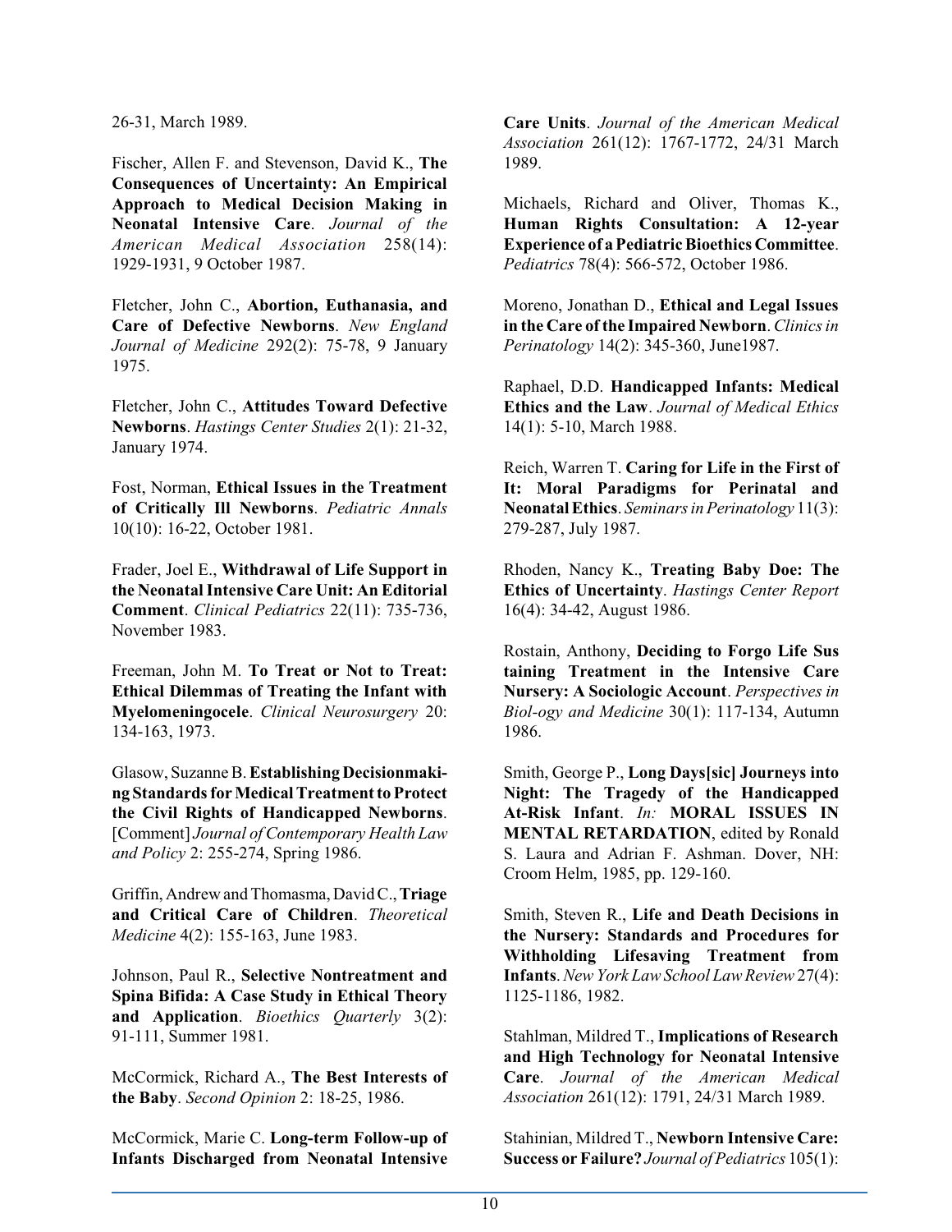26-31, March 1989.

Fischer, Allen F. and Stevenson, David K., **The Consequences of Uncertainty: An Empirical Approach to Medical Decision Making in Neonatal Intensive Care**. *Journal of the American Medical Association* 258(14): 1929-1931, 9 October 1987.

Fletcher, John C., **Abortion, Euthanasia, and Care of Defective Newborns**. *New England Journal of Medicine* 292(2): 75-78, 9 January 1975.

Fletcher, John C., **Attitudes Toward Defective Newborns**. *Hastings Center Studies* 2(1): 21-32, January 1974.

Fost, Norman, **Ethical Issues in the Treatment of Critically Ill Newborns**. *Pediatric Annals* 10(10): 16-22, October 1981.

Frader, Joel E., **Withdrawal of Life Support in the Neonatal Intensive Care Unit: An Editorial Comment**. *Clinical Pediatrics* 22(11): 735-736, November 1983.

Freeman, John M. **To Treat or Not to Treat: Ethical Dilemmas of Treating the Infant with Myelomeningocele**. *Clinical Neurosurgery* 20: 134-163, 1973.

Glasow, Suzanne B. **Establishing Decisionmaking Standards for Medical Treatment to Protect the Civil Rights of Handicapped Newborns**. [Comment] *Journal of Contemporary Health Law and Policy* 2: 255-274, Spring 1986.

Griffin, Andrew and Thomasma, David C., **Triage and Critical Care of Children**. *Theoretical Medicine* 4(2): 155-163, June 1983.

Johnson, Paul R., **Selective Nontreatment and Spina Bifida: A Case Study in Ethical Theory and Application**. *Bioethics Quarterly* 3(2): 91-111, Summer 1981.

McCormick, Richard A., **The Best Interests of the Baby**. *Second Opinion* 2: 18-25, 1986.

McCormick, Marie C. **Long-term Follow-up of Infants Discharged from Neonatal Intensive Care Units**. *Journal of the American Medical Association* 261(12): 1767-1772, 24/31 March 1989.

Michaels, Richard and Oliver, Thomas K., **Human Rights Consultation: A 12-year Experience of a Pediatric Bioethics Committee**. *Pediatrics* 78(4): 566-572, October 1986.

Moreno, Jonathan D., **Ethical and Legal Issues in the Care of the Impaired Newborn**. *Clinics in Perinatology* 14(2): 345-360, June1987.

Raphael, D.D. **Handicapped Infants: Medical Ethics and the Law**. *Journal of Medical Ethics* 14(1): 5-10, March 1988.

Reich, Warren T. **Caring for Life in the First of It: Moral Paradigms for Perinatal and Neonatal Ethics**. *Seminars in Perinatology* 11(3): 279-287, July 1987.

Rhoden, Nancy K., **Treating Baby Doe: The Ethics of Uncertainty**. *Hastings Center Report* 16(4): 34-42, August 1986.

Rostain, Anthony, **Deciding to Forgo Life Sus taining Treatment in the Intensive Care Nursery: A Sociologic Account**. *Perspectives in Biol-ogy and Medicine* 30(1): 117-134, Autumn 1986.

Smith, George P., **Long Days[sic] Journeys into Night: The Tragedy of the Handicapped At-Risk Infant**. *In:* **MORAL ISSUES IN MENTAL RETARDATION**, edited by Ronald S. Laura and Adrian F. Ashman. Dover, NH: Croom Helm, 1985, pp. 129-160.

Smith, Steven R., **Life and Death Decisions in the Nursery: Standards and Procedures for Withholding Lifesaving Treatment from Infants**. *New York Law School Law Review* 27(4): 1125-1186, 1982.

Stahlman, Mildred T., **Implications of Research and High Technology for Neonatal Intensive Care**. *Journal of the American Medical Association* 261(12): 1791, 24/31 March 1989.

Stahinian, Mildred T., **Newborn Intensive Care: Success or Failure?** *Journal of Pediatrics* 105(1):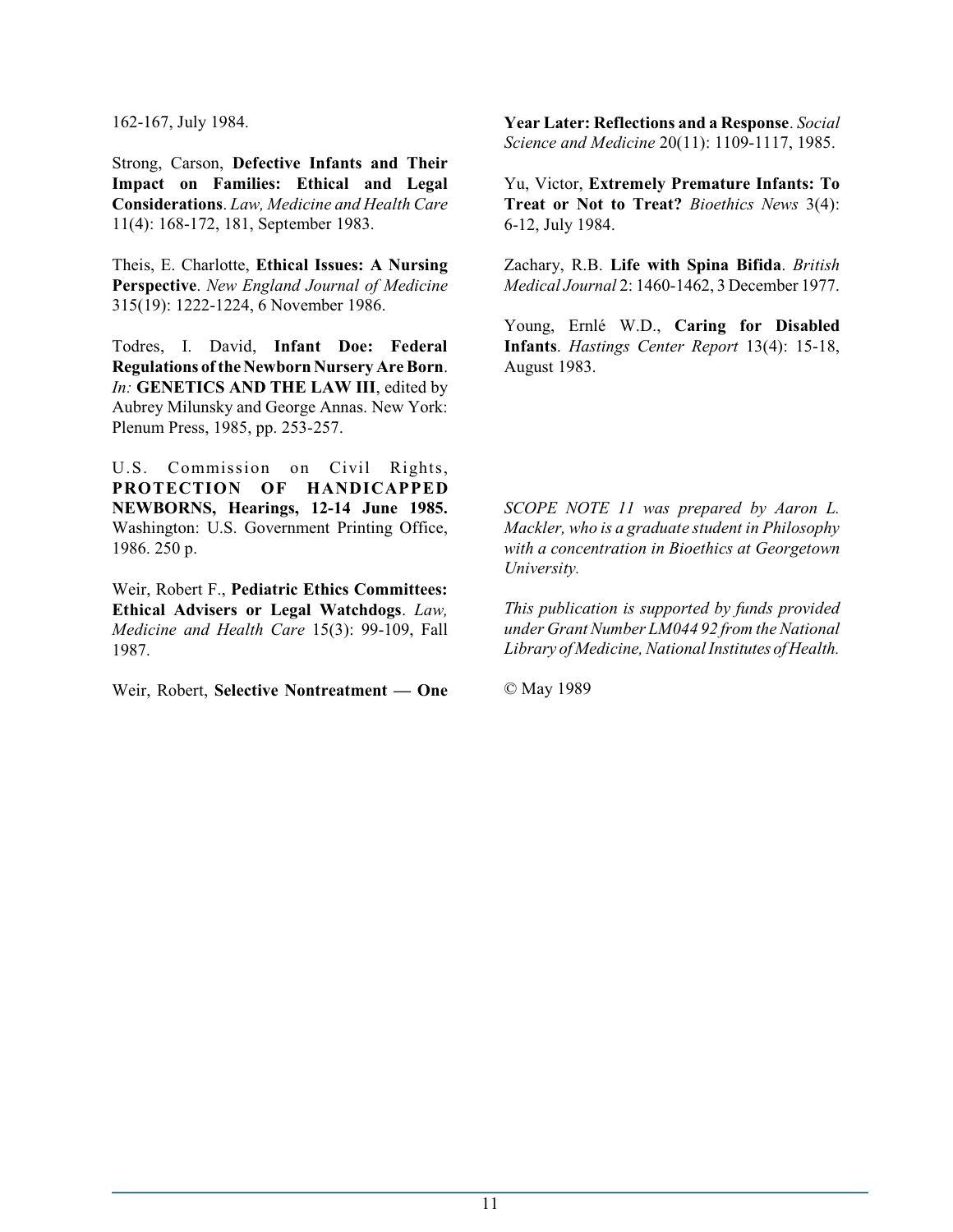162-167, July 1984.

Strong, Carson, **Defective Infants and Their Impact on Families: Ethical and Legal Considerations**. *Law, Medicine and Health Care* 11(4): 168-172, 181, September 1983.

Theis, E. Charlotte, **Ethical Issues: A Nursing Perspective**. *New England Journal of Medicine* 315(19): 1222-1224, 6 November 1986.

Todres, I. David, **Infant Doe: Federal Regulations of the Newborn Nursery Are Born**. *In:* **GENETICS AND THE LAW III**, edited by Aubrey Milunsky and George Annas. New York: Plenum Press, 1985, pp. 253-257.

U.S. Commission on Civil Rights, **PROTECTION OF HANDICAPPED NEWBORNS, Hearings, 12-14 June 1985.** Washington: U.S. Government Printing Office, 1986. 250 p.

Weir, Robert F., **Pediatric Ethics Committees: Ethical Advisers or Legal Watchdogs**. *Law, Medicine and Health Care* 15(3): 99-109, Fall 1987.

Weir, Robert, **Selective Nontreatment — One Year Later: Reflections and a Response**. *Social Science and Medicine* 20(11): 1109-1117, 1985.

Yu, Victor, **Extremely Premature Infants: To Treat or Not to Treat?** *Bioethics News* 3(4): 6-12, July 1984.

Zachary, R.B. **Life with Spina Bifida**. *British Medical Journal* 2: 1460-1462, 3 December 1977.

Young, Ernlé W.D., **Caring for Disabled Infants**. *Hastings Center Report* 13(4): 15-18, August 1983.

*SCOPE NOTE 11 was prepared by Aaron L. Mackler, who is a graduate student in Philosophy with a concentration in Bioethics at Georgetown University.*

*This publication is supported by funds provided under Grant Number LM044 92 from the National Library of Medicine, National Institutes of Health.*

© May 1989